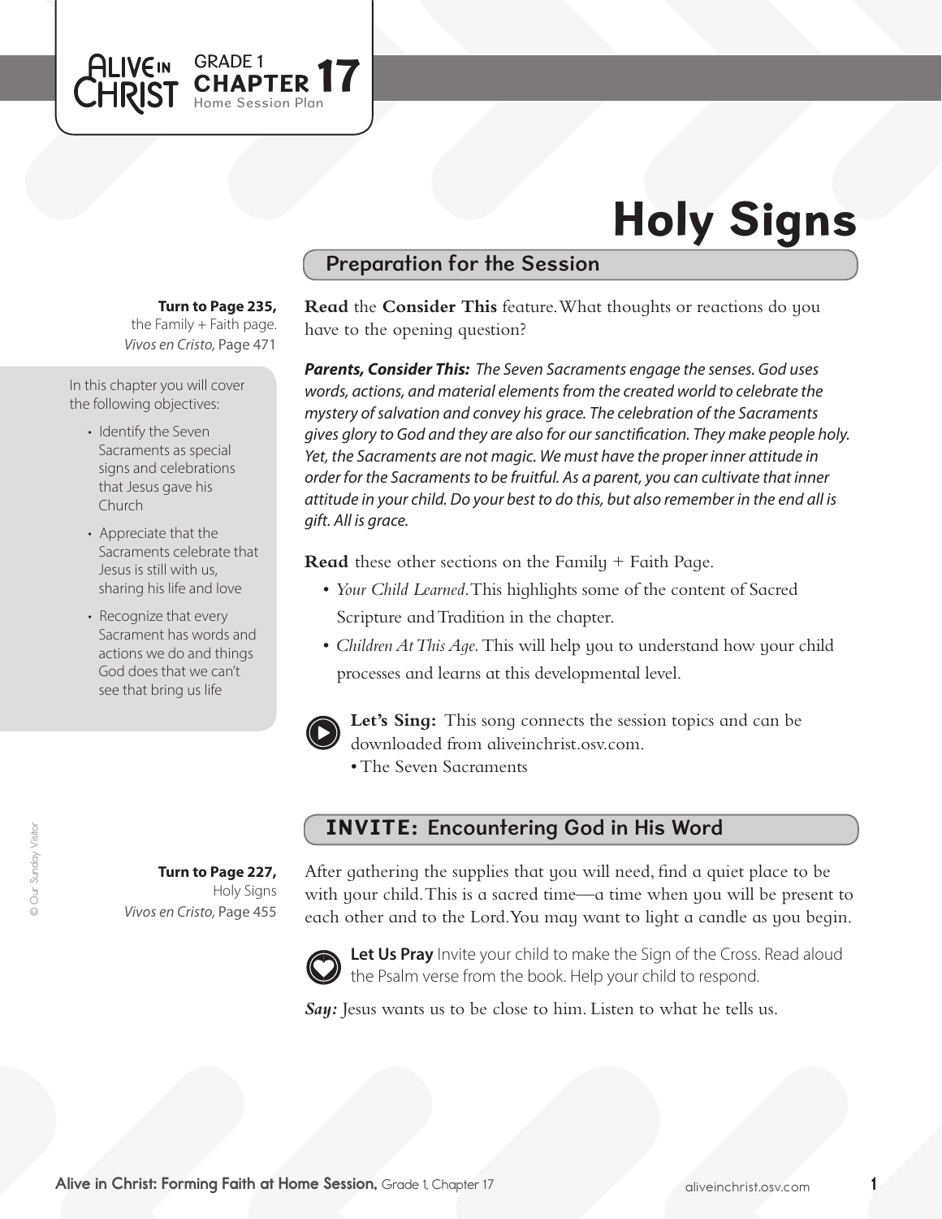GRADE 1
**CHAPTER 17**
Home Session Plan

# Holy Signs

## Preparation for the Session

**Turn to Page 235,**
the Family + Faith page.
*Vivos en Cristo,* Page 471

In this chapter you will cover the following objectives:

- Identify the Seven Sacraments as special signs and celebrations that Jesus gave his Church
- Appreciate that the Sacraments celebrate that Jesus is still with us, sharing his life and love
- Recognize that every Sacrament has words and actions we do and things God does that we can't see that bring us life

**Read** the **Consider This** feature. What thoughts or reactions do you have to the opening question?

***Parents, Consider This:*** *The Seven Sacraments engage the senses. God uses words, actions, and material elements from the created world to celebrate the mystery of salvation and convey his grace. The celebration of the Sacraments gives glory to God and they are also for our sanctification. They make people holy. Yet, the Sacraments are not magic. We must have the proper inner attitude in order for the Sacraments to be fruitful. As a parent, you can cultivate that inner attitude in your child. Do your best to do this, but also remember in the end all is gift. All is grace.*

**Read** these other sections on the Family + Faith Page.

- *Your Child Learned.* This highlights some of the content of Sacred Scripture and Tradition in the chapter.
- *Children At This Age.* This will help you to understand how your child processes and learns at this developmental level.

**Let's Sing:** This song connects the session topics and can be downloaded from aliveinchrist.osv.com.
- The Seven Sacraments

## INVITE: Encountering God in His Word

**Turn to Page 227,**
Holy Signs
*Vivos en Cristo,* Page 455

After gathering the supplies that you will need, find a quiet place to be with your child. This is a sacred time—a time when you will be present to each other and to the Lord. You may want to light a candle as you begin.

**Let Us Pray** Invite your child to make the Sign of the Cross. Read aloud the Psalm verse from the book. Help your child to respond.

***Say:*** Jesus wants us to be close to him. Listen to what he tells us.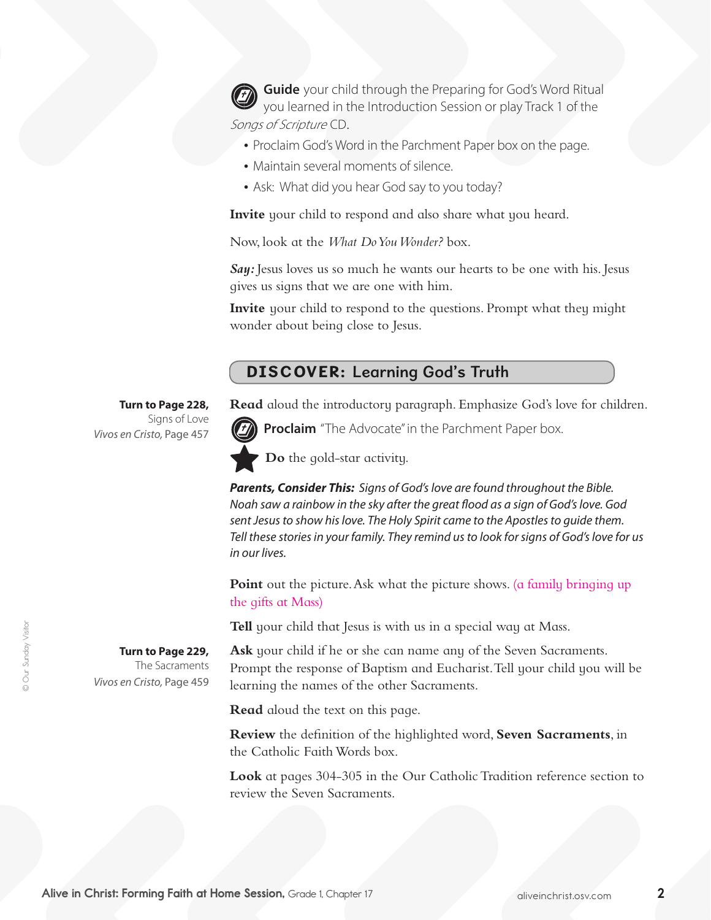**Guide** your child through the Preparing for God's Word Ritual you learned in the Introduction Session or play Track 1 of the *Songs of Scripture* CD.

- Proclaim God's Word in the Parchment Paper box on the page.
- Maintain several moments of silence.
- Ask: What did you hear God say to you today?

**Invite** your child to respond and also share what you heard.

Now, look at the *What Do You Wonder?* box.

***Say:*** Jesus loves us so much he wants our hearts to be one with his. Jesus gives us signs that we are one with him.

**Invite** your child to respond to the questions. Prompt what they might wonder about being close to Jesus.

## DISCOVER: Learning God's Truth

**Turn to Page 228,**
Signs of Love
*Vivos en Cristo,* Page 457

**Read** aloud the introductory paragraph. Emphasize God's love for children.

**Proclaim** "The Advocate" in the Parchment Paper box.

**Do** the gold-star activity.

***Parents, Consider This:*** *Signs of God's love are found throughout the Bible. Noah saw a rainbow in the sky after the great flood as a sign of God's love. God sent Jesus to show his love. The Holy Spirit came to the Apostles to guide them. Tell these stories in your family. They remind us to look for signs of God's love for us in our lives.*

**Point** out the picture. Ask what the picture shows. (a family bringing up the gifts at Mass)

**Tell** your child that Jesus is with us in a special way at Mass.

**Turn to Page 229,**
The Sacraments
*Vivos en Cristo,* Page 459

**Ask** your child if he or she can name any of the Seven Sacraments. Prompt the response of Baptism and Eucharist. Tell your child you will be learning the names of the other Sacraments.

**Read** aloud the text on this page.

**Review** the definition of the highlighted word, **Seven Sacraments**, in the Catholic Faith Words box.

**Look** at pages 304-305 in the Our Catholic Tradition reference section to review the Seven Sacraments.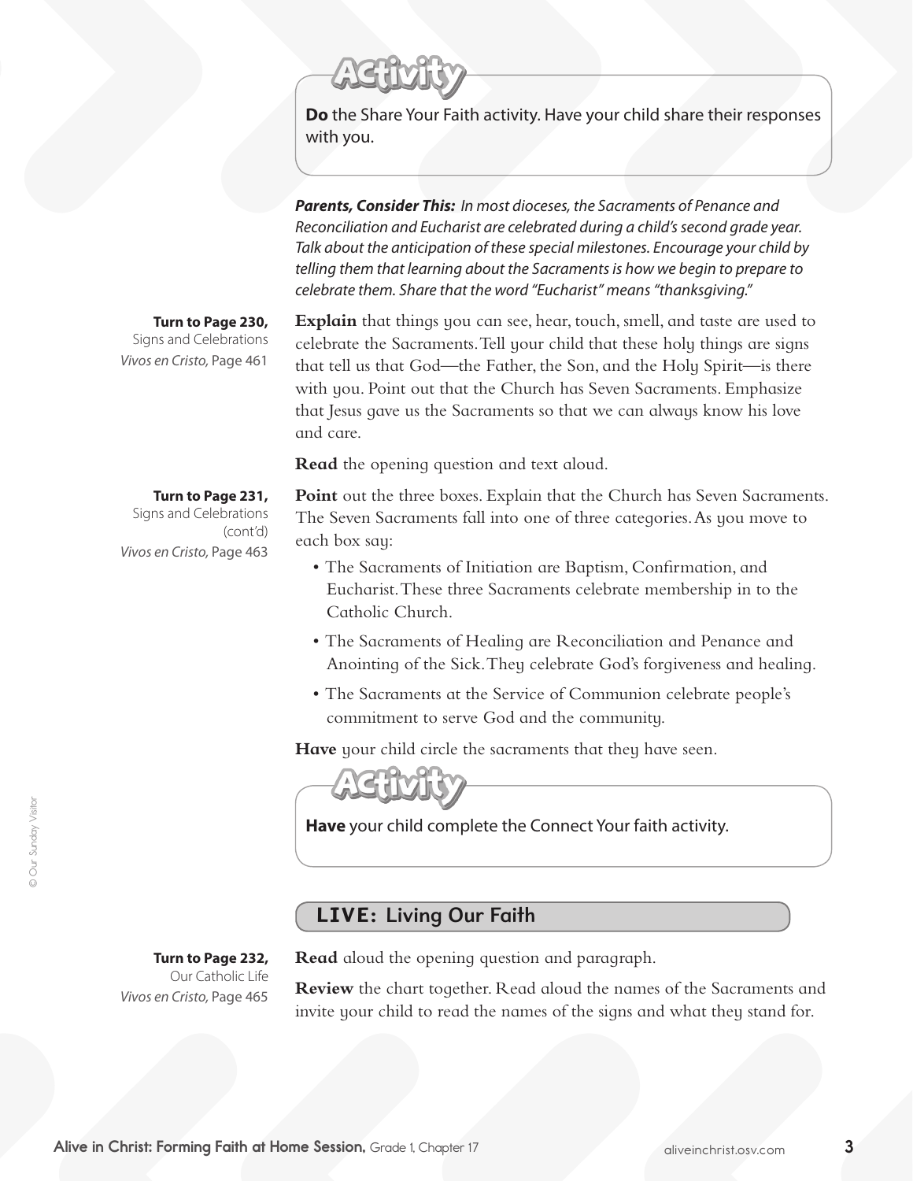**Activity**

**Do** the Share Your Faith activity. Have your child share their responses with you.

***Parents, Consider This:*** *In most dioceses, the Sacraments of Penance and Reconciliation and Eucharist are celebrated during a child's second grade year. Talk about the anticipation of these special milestones. Encourage your child by telling them that learning about the Sacraments is how we begin to prepare to celebrate them. Share that the word "Eucharist" means "thanksgiving."*

**Turn to Page 230,**
Signs and Celebrations
*Vivos en Cristo,* Page 461

**Explain** that things you can see, hear, touch, smell, and taste are used to celebrate the Sacraments. Tell your child that these holy things are signs that tell us that God—the Father, the Son, and the Holy Spirit—is there with you. Point out that the Church has Seven Sacraments. Emphasize that Jesus gave us the Sacraments so that we can always know his love and care.

**Read** the opening question and text aloud.

**Turn to Page 231,**
Signs and Celebrations (cont'd)
*Vivos en Cristo,* Page 463

**Point** out the three boxes. Explain that the Church has Seven Sacraments. The Seven Sacraments fall into one of three categories. As you move to each box say:

- The Sacraments of Initiation are Baptism, Confirmation, and Eucharist. These three Sacraments celebrate membership in to the Catholic Church.
- The Sacraments of Healing are Reconciliation and Penance and Anointing of the Sick. They celebrate God's forgiveness and healing.
- The Sacraments at the Service of Communion celebrate people's commitment to serve God and the community.

**Have** your child circle the sacraments that they have seen.

**Activity**

**Have** your child complete the Connect Your faith activity.

## LIVE: Living Our Faith

**Turn to Page 232,**
Our Catholic Life
*Vivos en Cristo,* Page 465

**Read** aloud the opening question and paragraph.

**Review** the chart together. Read aloud the names of the Sacraments and invite your child to read the names of the signs and what they stand for.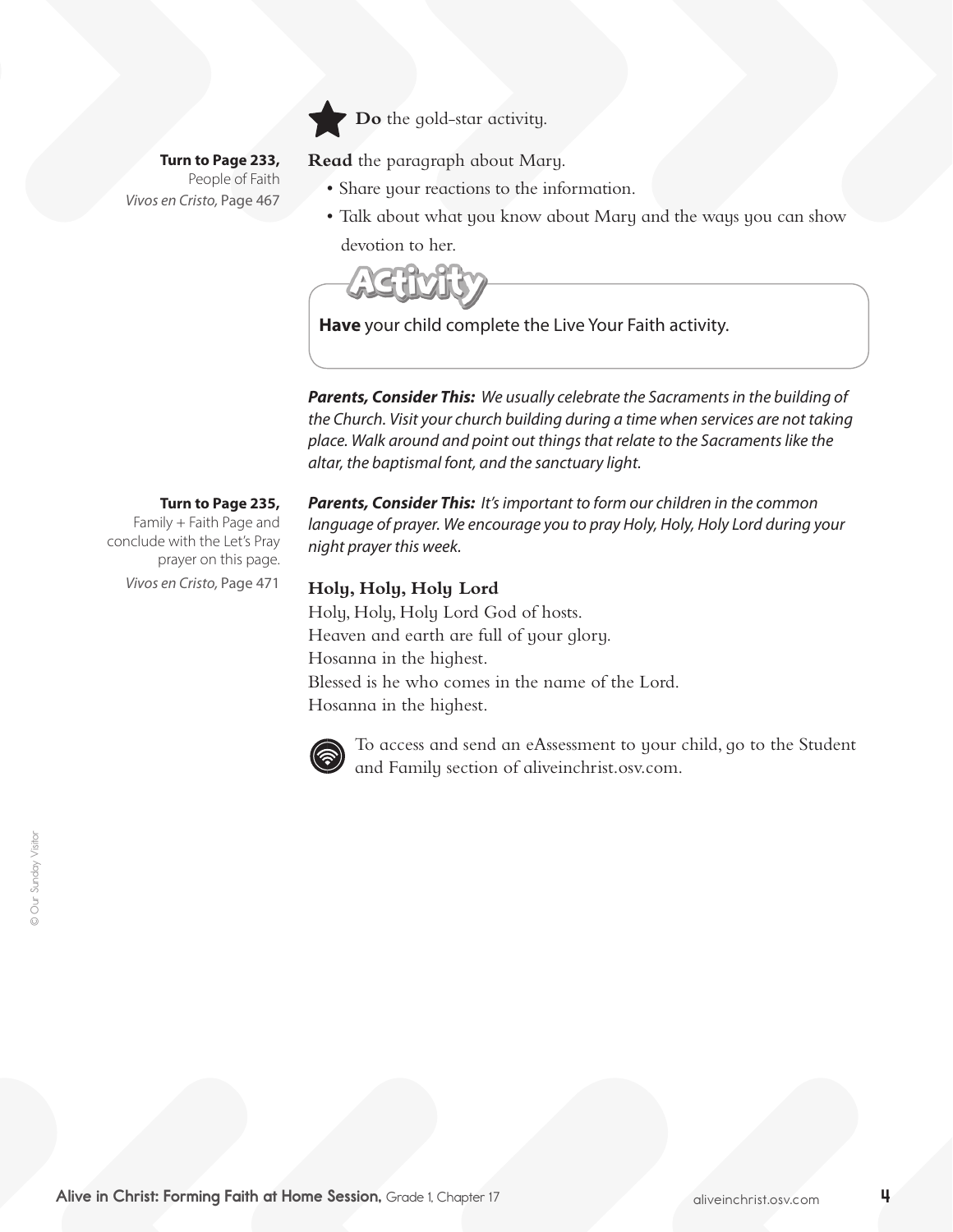**Do** the gold-star activity.

**Turn to Page 233,**
People of Faith
*Vivos en Cristo,* Page 467

**Read** the paragraph about Mary.

- Share your reactions to the information.
- Talk about what you know about Mary and the ways you can show devotion to her.

**Activity**

**Have** your child complete the Live Your Faith activity.

***Parents, Consider This:*** *We usually celebrate the Sacraments in the building of the Church. Visit your church building during a time when services are not taking place. Walk around and point out things that relate to the Sacraments like the altar, the baptismal font, and the sanctuary light.*

**Turn to Page 235,**
Family + Faith Page and conclude with the Let's Pray prayer on this page.
*Vivos en Cristo,* Page 471

***Parents, Consider This:*** *It's important to form our children in the common language of prayer. We encourage you to pray Holy, Holy, Holy Lord during your night prayer this week.*

### Holy, Holy, Holy Lord

Holy, Holy, Holy Lord God of hosts.
Heaven and earth are full of your glory.
Hosanna in the highest.
Blessed is he who comes in the name of the Lord.
Hosanna in the highest.

To access and send an eAssessment to your child, go to the Student and Family section of aliveinchrist.osv.com.